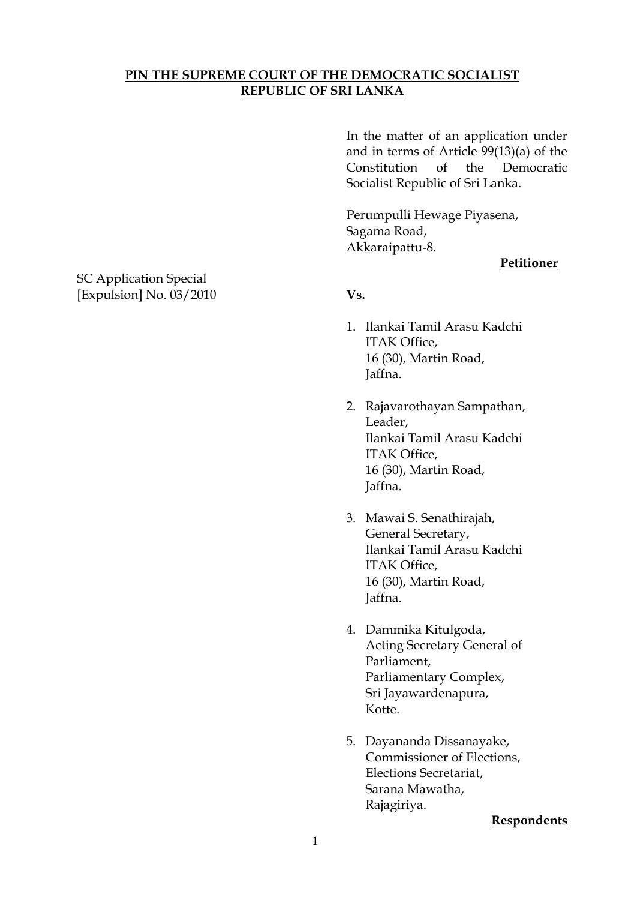**PIN THE SUPREME COURT OF THE DEMOCRATIC SOCIALIST REPUBLIC OF SRI LANKA**

In the matter of an application under and in terms of Article 99(13)(a) of the Constitution of the Democratic Socialist Republic of Sri Lanka.

Perumpulli Hewage Piyasena,
Sagama Road,
Akkaraipattu-8.

**Petitioner**

SC Application Special
[Expulsion] No. 03/2010

**Vs.**

1. Ilankai Tamil Arasu Kadchi
   ITAK Office,
   16 (30), Martin Road,
   Jaffna.

2. Rajavarothayan Sampathan,
   Leader,
   Ilankai Tamil Arasu Kadchi
   ITAK Office,
   16 (30), Martin Road,
   Jaffna.

3. Mawai S. Senathirajah,
   General Secretary,
   Ilankai Tamil Arasu Kadchi
   ITAK Office,
   16 (30), Martin Road,
   Jaffna.

4. Dammika Kitulgoda,
   Acting Secretary General of Parliament,
   Parliamentary Complex,
   Sri Jayawardenapura,
   Kotte.

5. Dayananda Dissanayake,
   Commissioner of Elections,
   Elections Secretariat,
   Sarana Mawatha,
   Rajagiriya.

**Respondents**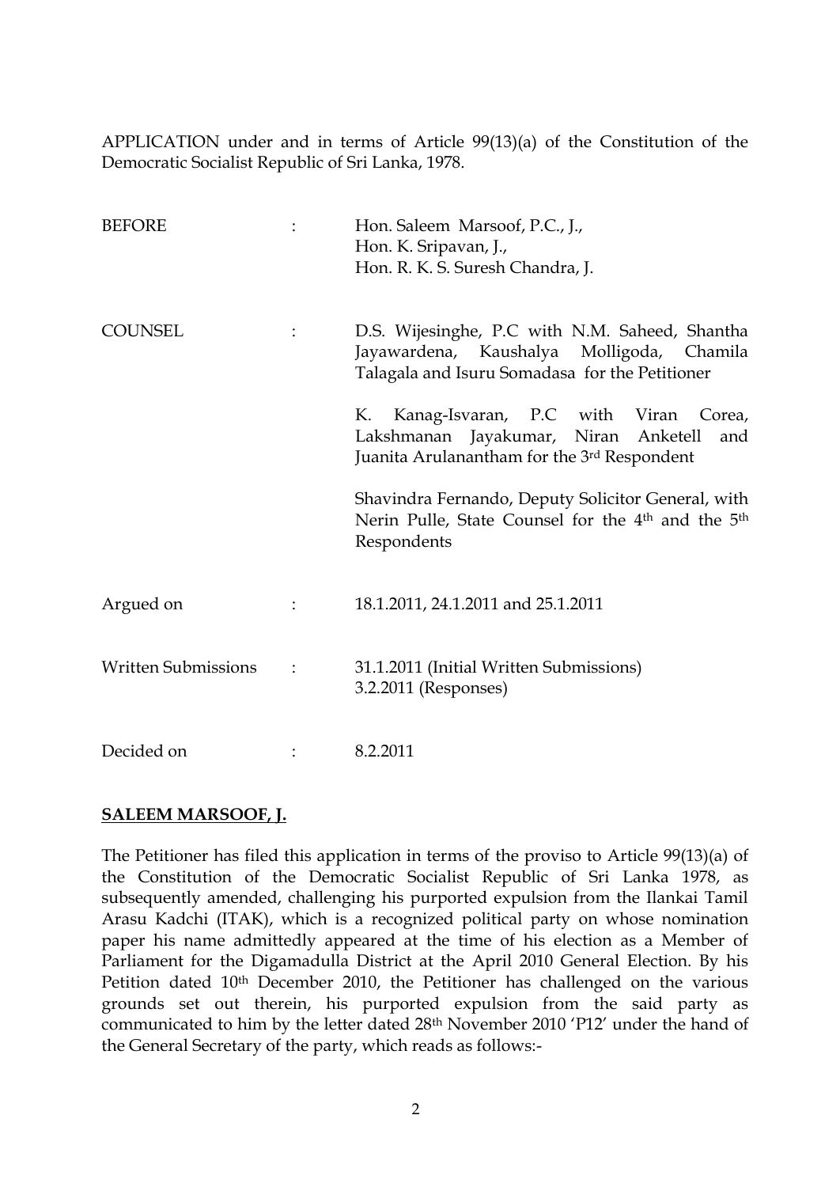APPLICATION under and in terms of Article 99(13)(a) of the Constitution of the Democratic Socialist Republic of Sri Lanka, 1978.

| | | |
|---|---|---|
| BEFORE | : | Hon. Saleem Marsoof, P.C., J.,<br>Hon. K. Sripavan, J.,<br>Hon. R. K. S. Suresh Chandra, J. |
| COUNSEL | : | D.S. Wijesinghe, P.C with N.M. Saheed, Shantha Jayawardena, Kaushalya Molligoda, Chamila Talagala and Isuru Somadasa for the Petitioner<br><br>K. Kanag-Isvaran, P.C with Viran Corea, Lakshmanan Jayakumar, Niran Anketell and Juanita Arulanantham for the 3rd Respondent<br><br>Shavindra Fernando, Deputy Solicitor General, with Nerin Pulle, State Counsel for the 4th and the 5th Respondents |
| Argued on | : | 18.1.2011, 24.1.2011 and 25.1.2011 |
| Written Submissions | : | 31.1.2011 (Initial Written Submissions)<br>3.2.2011 (Responses) |
| Decided on | : | 8.2.2011 |

**SALEEM MARSOOF, J.**

The Petitioner has filed this application in terms of the proviso to Article 99(13)(a) of the Constitution of the Democratic Socialist Republic of Sri Lanka 1978, as subsequently amended, challenging his purported expulsion from the Ilankai Tamil Arasu Kadchi (ITAK), which is a recognized political party on whose nomination paper his name admittedly appeared at the time of his election as a Member of Parliament for the Digamadulla District at the April 2010 General Election. By his Petition dated 10th December 2010, the Petitioner has challenged on the various grounds set out therein, his purported expulsion from the said party as communicated to him by the letter dated 28th November 2010 'P12' under the hand of the General Secretary of the party, which reads as follows:-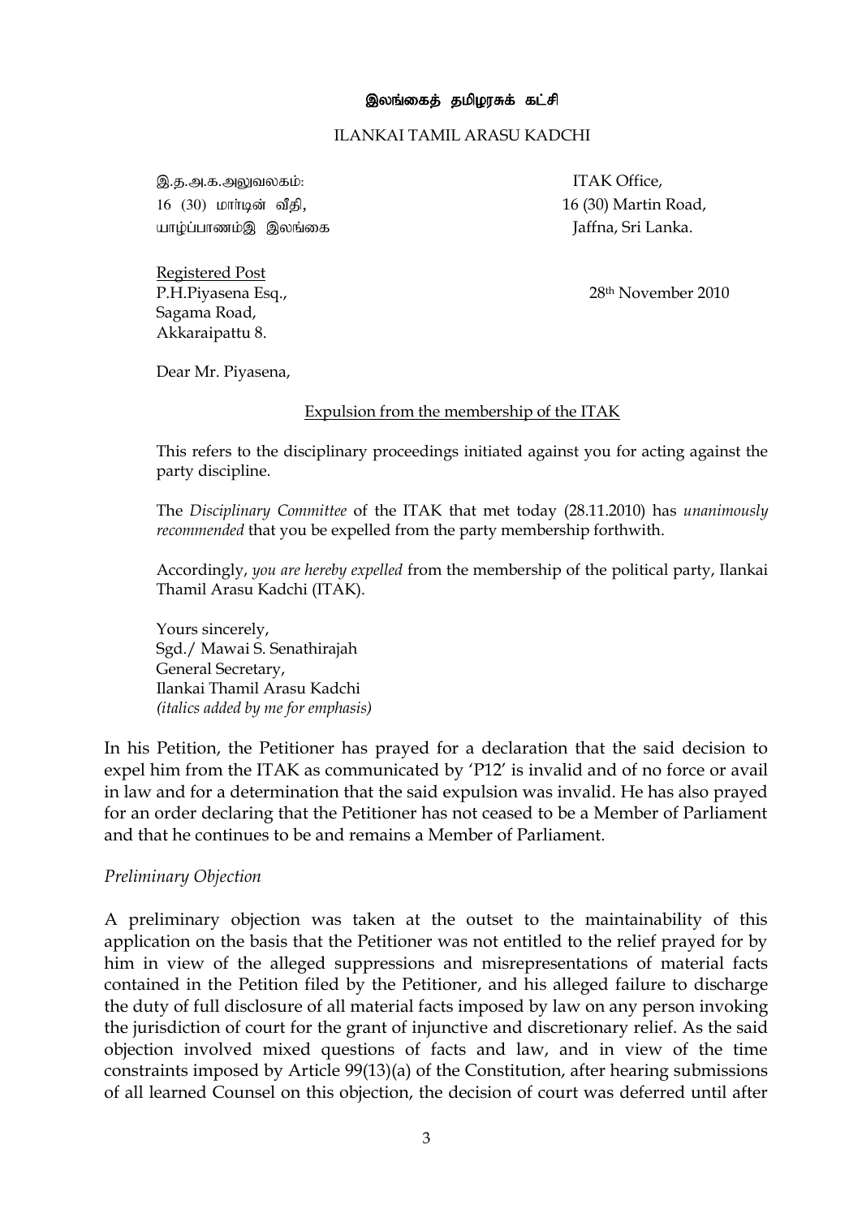**இலங்கைத் தமிழரசுக் கட்சி**

ILANKAI TAMIL ARASU KADCHI

இ.த.அ.க.அலுவலகம்:
16 (30) மார்டின் வீதி,
யாழ்ப்பாணம்இ இலங்கை

ITAK Office,
16 (30) Martin Road,
Jaffna, Sri Lanka.

<u>Registered Post</u>
P.H.Piyasena Esq.,
Sagama Road,
Akkaraipattu 8.

28th November 2010

Dear Mr. Piyasena,

<u>Expulsion from the membership of the ITAK</u>

This refers to the disciplinary proceedings initiated against you for acting against the party discipline.

The *Disciplinary Committee* of the ITAK that met today (28.11.2010) has *unanimously recommended* that you be expelled from the party membership forthwith.

Accordingly, *you are hereby expelled* from the membership of the political party, Ilankai Thamil Arasu Kadchi (ITAK).

Yours sincerely,
Sgd./ Mawai S. Senathirajah
General Secretary,
Ilankai Thamil Arasu Kadchi
*(italics added by me for emphasis)*

In his Petition, the Petitioner has prayed for a declaration that the said decision to expel him from the ITAK as communicated by 'P12' is invalid and of no force or avail in law and for a determination that the said expulsion was invalid. He has also prayed for an order declaring that the Petitioner has not ceased to be a Member of Parliament and that he continues to be and remains a Member of Parliament.

*Preliminary Objection*

A preliminary objection was taken at the outset to the maintainability of this application on the basis that the Petitioner was not entitled to the relief prayed for by him in view of the alleged suppressions and misrepresentations of material facts contained in the Petition filed by the Petitioner, and his alleged failure to discharge the duty of full disclosure of all material facts imposed by law on any person invoking the jurisdiction of court for the grant of injunctive and discretionary relief. As the said objection involved mixed questions of facts and law, and in view of the time constraints imposed by Article 99(13)(a) of the Constitution, after hearing submissions of all learned Counsel on this objection, the decision of court was deferred until after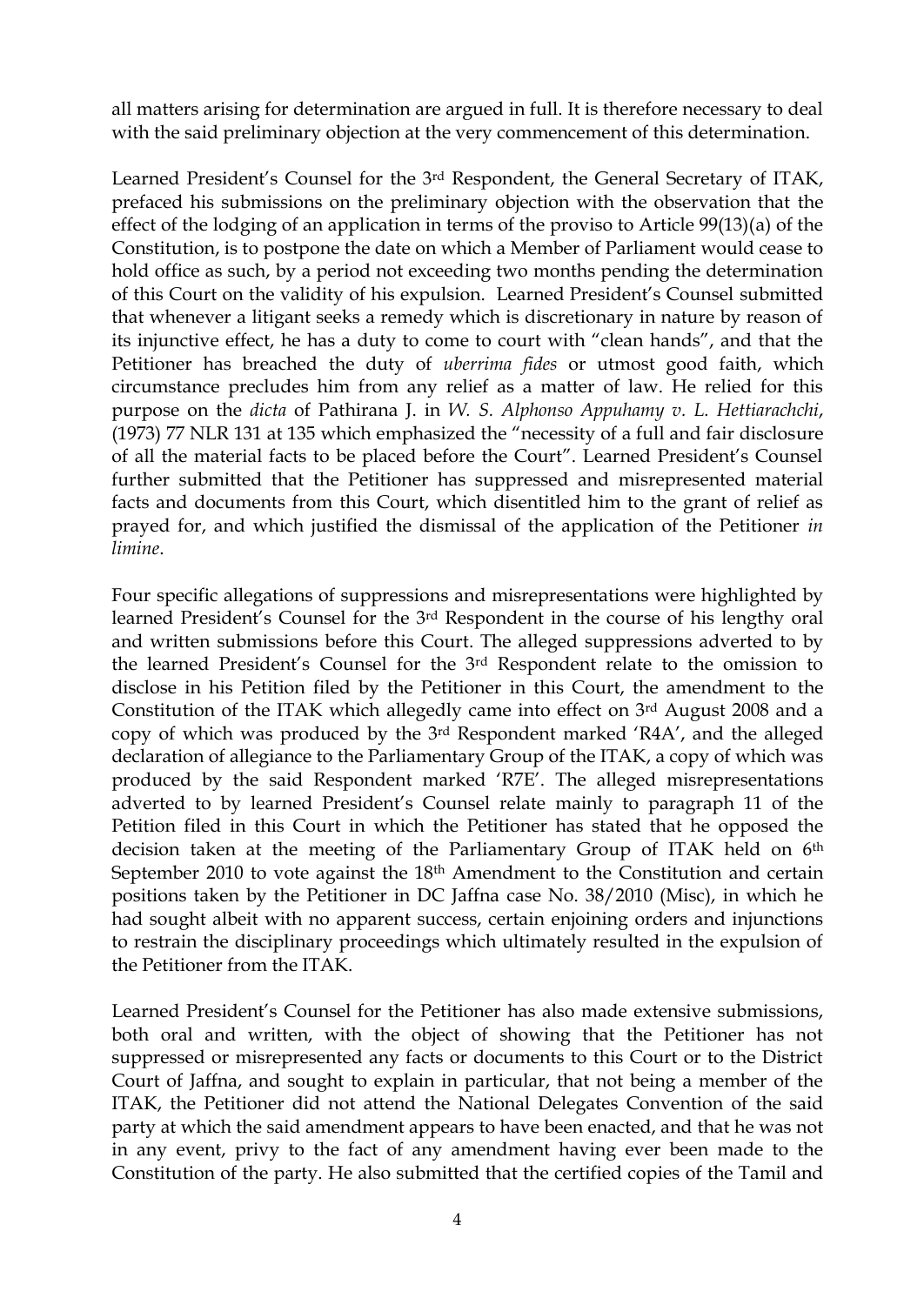all matters arising for determination are argued in full. It is therefore necessary to deal with the said preliminary objection at the very commencement of this determination.

Learned President's Counsel for the 3rd Respondent, the General Secretary of ITAK, prefaced his submissions on the preliminary objection with the observation that the effect of the lodging of an application in terms of the proviso to Article 99(13)(a) of the Constitution, is to postpone the date on which a Member of Parliament would cease to hold office as such, by a period not exceeding two months pending the determination of this Court on the validity of his expulsion. Learned President's Counsel submitted that whenever a litigant seeks a remedy which is discretionary in nature by reason of its injunctive effect, he has a duty to come to court with "clean hands", and that the Petitioner has breached the duty of *uberrima fides* or utmost good faith, which circumstance precludes him from any relief as a matter of law. He relied for this purpose on the *dicta* of Pathirana J. in *W. S. Alphonso Appuhamy v. L. Hettiarachchi*, (1973) 77 NLR 131 at 135 which emphasized the "necessity of a full and fair disclosure of all the material facts to be placed before the Court". Learned President's Counsel further submitted that the Petitioner has suppressed and misrepresented material facts and documents from this Court, which disentitled him to the grant of relief as prayed for, and which justified the dismissal of the application of the Petitioner *in limine*.

Four specific allegations of suppressions and misrepresentations were highlighted by learned President's Counsel for the 3rd Respondent in the course of his lengthy oral and written submissions before this Court. The alleged suppressions adverted to by the learned President's Counsel for the 3rd Respondent relate to the omission to disclose in his Petition filed by the Petitioner in this Court, the amendment to the Constitution of the ITAK which allegedly came into effect on 3rd August 2008 and a copy of which was produced by the 3rd Respondent marked 'R4A', and the alleged declaration of allegiance to the Parliamentary Group of the ITAK, a copy of which was produced by the said Respondent marked 'R7E'. The alleged misrepresentations adverted to by learned President's Counsel relate mainly to paragraph 11 of the Petition filed in this Court in which the Petitioner has stated that he opposed the decision taken at the meeting of the Parliamentary Group of ITAK held on 6th September 2010 to vote against the 18th Amendment to the Constitution and certain positions taken by the Petitioner in DC Jaffna case No. 38/2010 (Misc), in which he had sought albeit with no apparent success, certain enjoining orders and injunctions to restrain the disciplinary proceedings which ultimately resulted in the expulsion of the Petitioner from the ITAK.

Learned President's Counsel for the Petitioner has also made extensive submissions, both oral and written, with the object of showing that the Petitioner has not suppressed or misrepresented any facts or documents to this Court or to the District Court of Jaffna, and sought to explain in particular, that not being a member of the ITAK, the Petitioner did not attend the National Delegates Convention of the said party at which the said amendment appears to have been enacted, and that he was not in any event, privy to the fact of any amendment having ever been made to the Constitution of the party. He also submitted that the certified copies of the Tamil and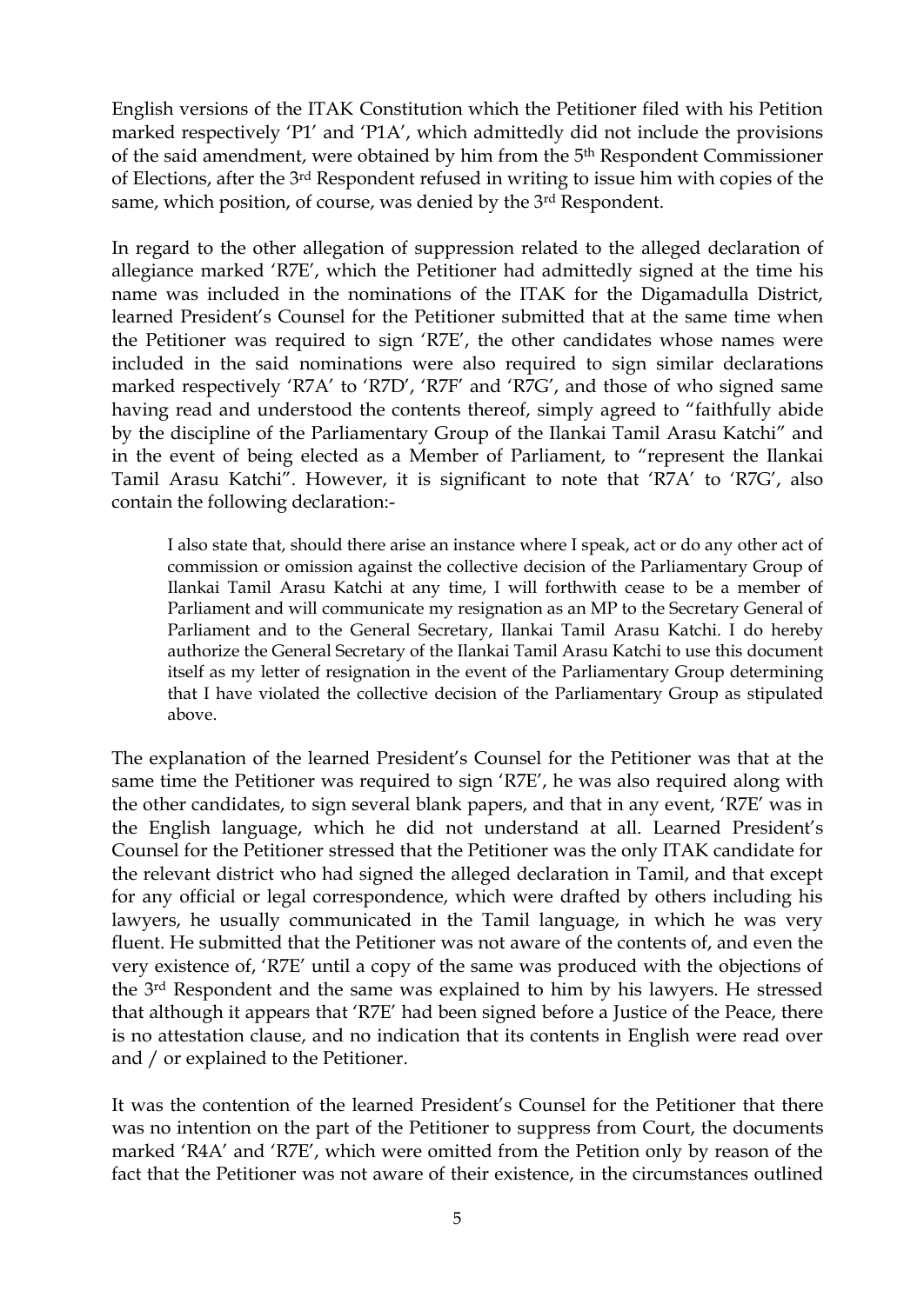English versions of the ITAK Constitution which the Petitioner filed with his Petition marked respectively 'P1' and 'P1A', which admittedly did not include the provisions of the said amendment, were obtained by him from the 5th Respondent Commissioner of Elections, after the 3rd Respondent refused in writing to issue him with copies of the same, which position, of course, was denied by the 3rd Respondent.

In regard to the other allegation of suppression related to the alleged declaration of allegiance marked 'R7E', which the Petitioner had admittedly signed at the time his name was included in the nominations of the ITAK for the Digamadulla District, learned President's Counsel for the Petitioner submitted that at the same time when the Petitioner was required to sign 'R7E', the other candidates whose names were included in the said nominations were also required to sign similar declarations marked respectively 'R7A' to 'R7D', 'R7F' and 'R7G', and those of who signed same having read and understood the contents thereof, simply agreed to "faithfully abide by the discipline of the Parliamentary Group of the Ilankai Tamil Arasu Katchi" and in the event of being elected as a Member of Parliament, to "represent the Ilankai Tamil Arasu Katchi". However, it is significant to note that 'R7A' to 'R7G', also contain the following declaration:-

> I also state that, should there arise an instance where I speak, act or do any other act of commission or omission against the collective decision of the Parliamentary Group of Ilankai Tamil Arasu Katchi at any time, I will forthwith cease to be a member of Parliament and will communicate my resignation as an MP to the Secretary General of Parliament and to the General Secretary, Ilankai Tamil Arasu Katchi. I do hereby authorize the General Secretary of the Ilankai Tamil Arasu Katchi to use this document itself as my letter of resignation in the event of the Parliamentary Group determining that I have violated the collective decision of the Parliamentary Group as stipulated above.

The explanation of the learned President's Counsel for the Petitioner was that at the same time the Petitioner was required to sign 'R7E', he was also required along with the other candidates, to sign several blank papers, and that in any event, 'R7E' was in the English language, which he did not understand at all. Learned President's Counsel for the Petitioner stressed that the Petitioner was the only ITAK candidate for the relevant district who had signed the alleged declaration in Tamil, and that except for any official or legal correspondence, which were drafted by others including his lawyers, he usually communicated in the Tamil language, in which he was very fluent. He submitted that the Petitioner was not aware of the contents of, and even the very existence of, 'R7E' until a copy of the same was produced with the objections of the 3rd Respondent and the same was explained to him by his lawyers. He stressed that although it appears that 'R7E' had been signed before a Justice of the Peace, there is no attestation clause, and no indication that its contents in English were read over and / or explained to the Petitioner.

It was the contention of the learned President's Counsel for the Petitioner that there was no intention on the part of the Petitioner to suppress from Court, the documents marked 'R4A' and 'R7E', which were omitted from the Petition only by reason of the fact that the Petitioner was not aware of their existence, in the circumstances outlined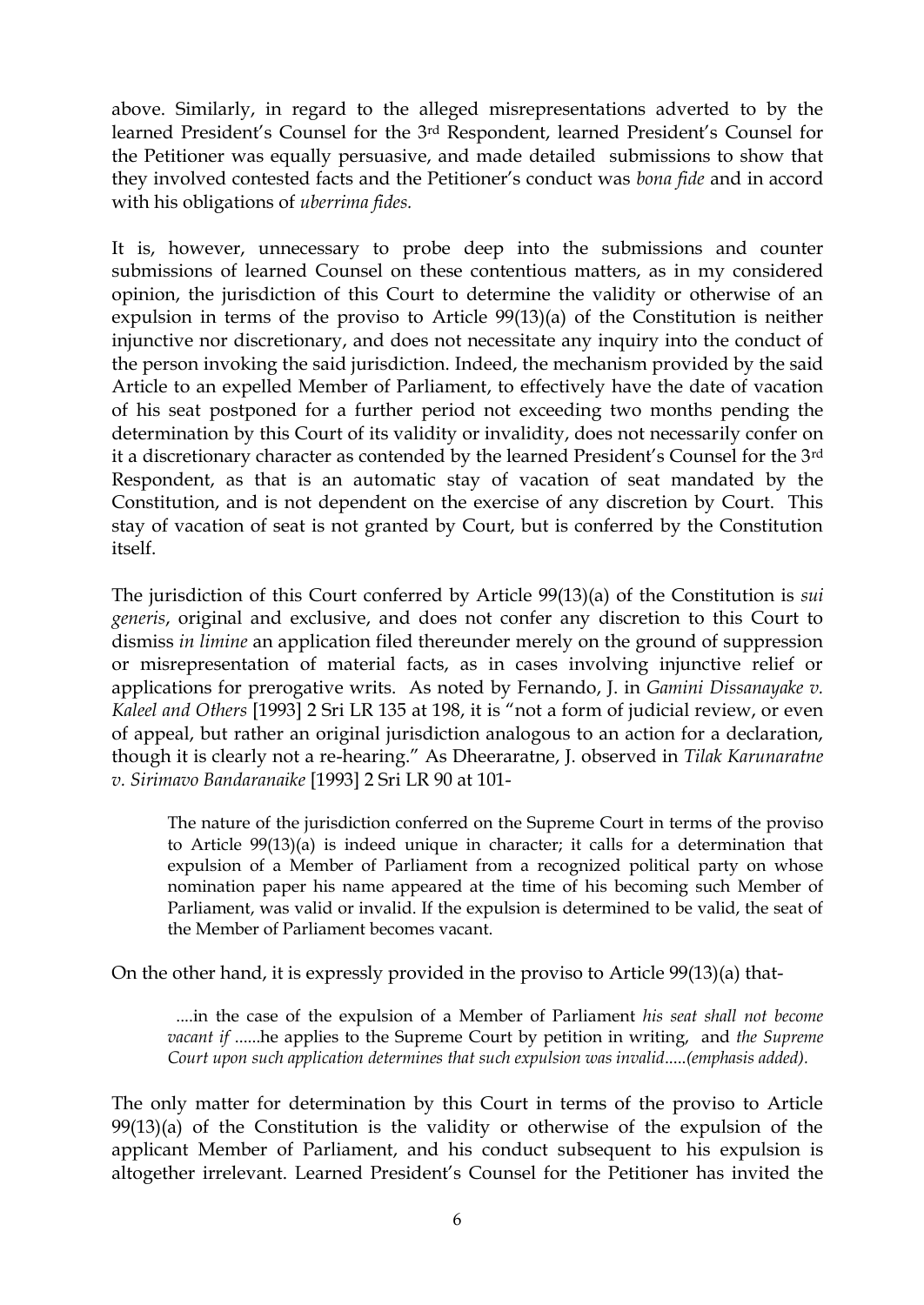above. Similarly, in regard to the alleged misrepresentations adverted to by the learned President's Counsel for the 3rd Respondent, learned President's Counsel for the Petitioner was equally persuasive, and made detailed submissions to show that they involved contested facts and the Petitioner's conduct was *bona fide* and in accord with his obligations of *uberrima fides.*

It is, however, unnecessary to probe deep into the submissions and counter submissions of learned Counsel on these contentious matters, as in my considered opinion, the jurisdiction of this Court to determine the validity or otherwise of an expulsion in terms of the proviso to Article 99(13)(a) of the Constitution is neither injunctive nor discretionary, and does not necessitate any inquiry into the conduct of the person invoking the said jurisdiction. Indeed, the mechanism provided by the said Article to an expelled Member of Parliament, to effectively have the date of vacation of his seat postponed for a further period not exceeding two months pending the determination by this Court of its validity or invalidity, does not necessarily confer on it a discretionary character as contended by the learned President's Counsel for the 3rd Respondent, as that is an automatic stay of vacation of seat mandated by the Constitution, and is not dependent on the exercise of any discretion by Court. This stay of vacation of seat is not granted by Court, but is conferred by the Constitution itself.

The jurisdiction of this Court conferred by Article 99(13)(a) of the Constitution is *sui generis*, original and exclusive, and does not confer any discretion to this Court to dismiss *in limine* an application filed thereunder merely on the ground of suppression or misrepresentation of material facts, as in cases involving injunctive relief or applications for prerogative writs. As noted by Fernando, J. in *Gamini Dissanayake v. Kaleel and Others* [1993] 2 Sri LR 135 at 198, it is "not a form of judicial review, or even of appeal, but rather an original jurisdiction analogous to an action for a declaration, though it is clearly not a re-hearing." As Dheeraratne, J. observed in *Tilak Karunaratne v. Sirimavo Bandaranaike* [1993] 2 Sri LR 90 at 101-

> The nature of the jurisdiction conferred on the Supreme Court in terms of the proviso to Article 99(13)(a) is indeed unique in character; it calls for a determination that expulsion of a Member of Parliament from a recognized political party on whose nomination paper his name appeared at the time of his becoming such Member of Parliament, was valid or invalid. If the expulsion is determined to be valid, the seat of the Member of Parliament becomes vacant.

On the other hand, it is expressly provided in the proviso to Article 99(13)(a) that-

> ....in the case of the expulsion of a Member of Parliament *his seat shall not become vacant if* ......he applies to the Supreme Court by petition in writing, and *the Supreme Court upon such application determines that such expulsion was invalid*.....*(emphasis added).*

The only matter for determination by this Court in terms of the proviso to Article 99(13)(a) of the Constitution is the validity or otherwise of the expulsion of the applicant Member of Parliament, and his conduct subsequent to his expulsion is altogether irrelevant. Learned President's Counsel for the Petitioner has invited the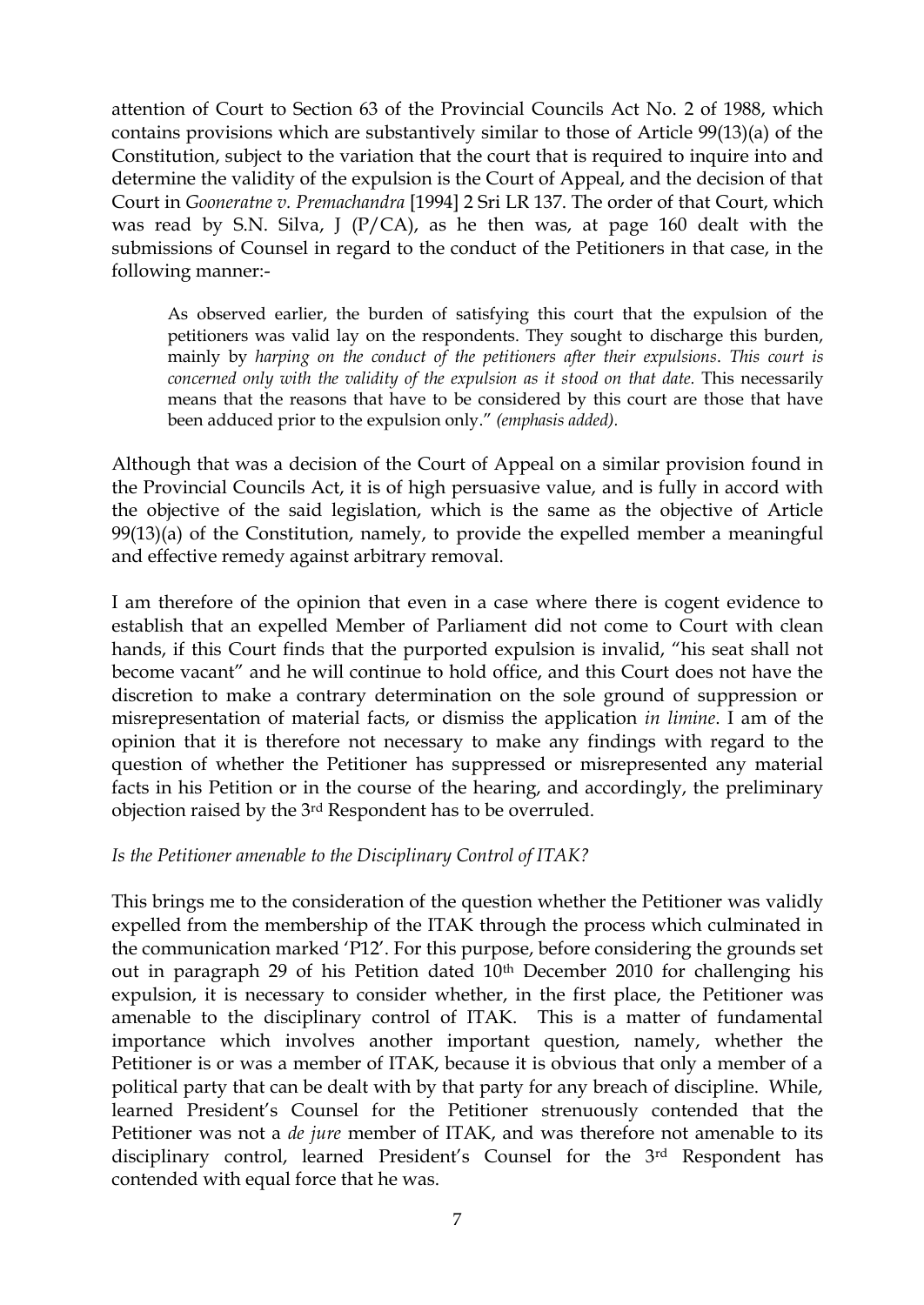attention of Court to Section 63 of the Provincial Councils Act No. 2 of 1988, which contains provisions which are substantively similar to those of Article 99(13)(a) of the Constitution, subject to the variation that the court that is required to inquire into and determine the validity of the expulsion is the Court of Appeal, and the decision of that Court in *Gooneratne v. Premachandra* [1994] 2 Sri LR 137. The order of that Court, which was read by S.N. Silva, J (P/CA), as he then was, at page 160 dealt with the submissions of Counsel in regard to the conduct of the Petitioners in that case, in the following manner:-

> As observed earlier, the burden of satisfying this court that the expulsion of the petitioners was valid lay on the respondents. They sought to discharge this burden, mainly by *harping on the conduct of the petitioners after their expulsions. This court is concerned only with the validity of the expulsion as it stood on that date.* This necessarily means that the reasons that have to be considered by this court are those that have been adduced prior to the expulsion only." *(emphasis added).*

Although that was a decision of the Court of Appeal on a similar provision found in the Provincial Councils Act, it is of high persuasive value, and is fully in accord with the objective of the said legislation, which is the same as the objective of Article 99(13)(a) of the Constitution, namely, to provide the expelled member a meaningful and effective remedy against arbitrary removal.

I am therefore of the opinion that even in a case where there is cogent evidence to establish that an expelled Member of Parliament did not come to Court with clean hands, if this Court finds that the purported expulsion is invalid, "his seat shall not become vacant" and he will continue to hold office, and this Court does not have the discretion to make a contrary determination on the sole ground of suppression or misrepresentation of material facts, or dismiss the application *in limine*. I am of the opinion that it is therefore not necessary to make any findings with regard to the question of whether the Petitioner has suppressed or misrepresented any material facts in his Petition or in the course of the hearing, and accordingly, the preliminary objection raised by the 3rd Respondent has to be overruled.

*Is the Petitioner amenable to the Disciplinary Control of ITAK?*

This brings me to the consideration of the question whether the Petitioner was validly expelled from the membership of the ITAK through the process which culminated in the communication marked 'P12'. For this purpose, before considering the grounds set out in paragraph 29 of his Petition dated 10th December 2010 for challenging his expulsion, it is necessary to consider whether, in the first place, the Petitioner was amenable to the disciplinary control of ITAK. This is a matter of fundamental importance which involves another important question, namely, whether the Petitioner is or was a member of ITAK, because it is obvious that only a member of a political party that can be dealt with by that party for any breach of discipline. While, learned President's Counsel for the Petitioner strenuously contended that the Petitioner was not a *de jure* member of ITAK, and was therefore not amenable to its disciplinary control, learned President's Counsel for the 3rd Respondent has contended with equal force that he was.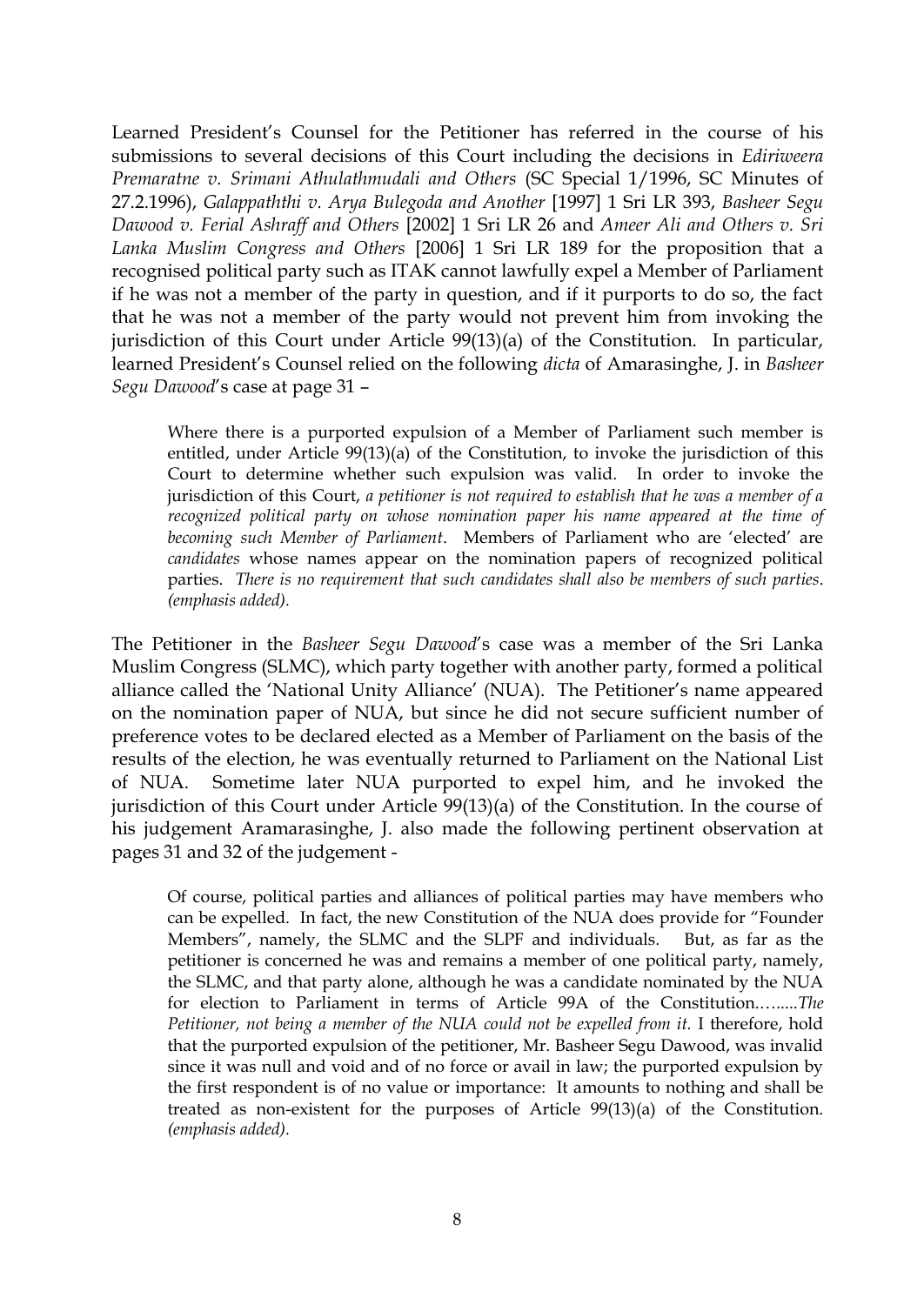Learned President's Counsel for the Petitioner has referred in the course of his submissions to several decisions of this Court including the decisions in *Ediriweera Premaratne v. Srimani Athulathmudali and Others* (SC Special 1/1996, SC Minutes of 27.2.1996), *Galappaththi v. Arya Bulegoda and Another* [1997] 1 Sri LR 393, *Basheer Segu Dawood v. Ferial Ashraff and Others* [2002] 1 Sri LR 26 and *Ameer Ali and Others v. Sri Lanka Muslim Congress and Others* [2006] 1 Sri LR 189 for the proposition that a recognised political party such as ITAK cannot lawfully expel a Member of Parliament if he was not a member of the party in question, and if it purports to do so, the fact that he was not a member of the party would not prevent him from invoking the jurisdiction of this Court under Article 99(13)(a) of the Constitution. In particular, learned President's Counsel relied on the following *dicta* of Amarasinghe, J. in *Basheer Segu Dawood*'s case at page 31 –

> Where there is a purported expulsion of a Member of Parliament such member is entitled, under Article 99(13)(a) of the Constitution, to invoke the jurisdiction of this Court to determine whether such expulsion was valid. In order to invoke the jurisdiction of this Court, *a petitioner is not required to establish that he was a member of a recognized political party on whose nomination paper his name appeared at the time of becoming such Member of Parliament*. Members of Parliament who are 'elected' are *candidates* whose names appear on the nomination papers of recognized political parties. *There is no requirement that such candidates shall also be members of such parties*. *(emphasis added).*

The Petitioner in the *Basheer Segu Dawood*'s case was a member of the Sri Lanka Muslim Congress (SLMC), which party together with another party, formed a political alliance called the 'National Unity Alliance' (NUA). The Petitioner's name appeared on the nomination paper of NUA, but since he did not secure sufficient number of preference votes to be declared elected as a Member of Parliament on the basis of the results of the election, he was eventually returned to Parliament on the National List of NUA. Sometime later NUA purported to expel him, and he invoked the jurisdiction of this Court under Article 99(13)(a) of the Constitution. In the course of his judgement Aramarasinghe, J. also made the following pertinent observation at pages 31 and 32 of the judgement -

> Of course, political parties and alliances of political parties may have members who can be expelled. In fact, the new Constitution of the NUA does provide for "Founder Members", namely, the SLMC and the SLPF and individuals. But, as far as the petitioner is concerned he was and remains a member of one political party, namely, the SLMC, and that party alone, although he was a candidate nominated by the NUA for election to Parliament in terms of Article 99A of the Constitution.…......*The Petitioner, not being a member of the NUA could not be expelled from it.* I therefore, hold that the purported expulsion of the petitioner, Mr. Basheer Segu Dawood, was invalid since it was null and void and of no force or avail in law; the purported expulsion by the first respondent is of no value or importance: It amounts to nothing and shall be treated as non-existent for the purposes of Article 99(13)(a) of the Constitution. *(emphasis added).*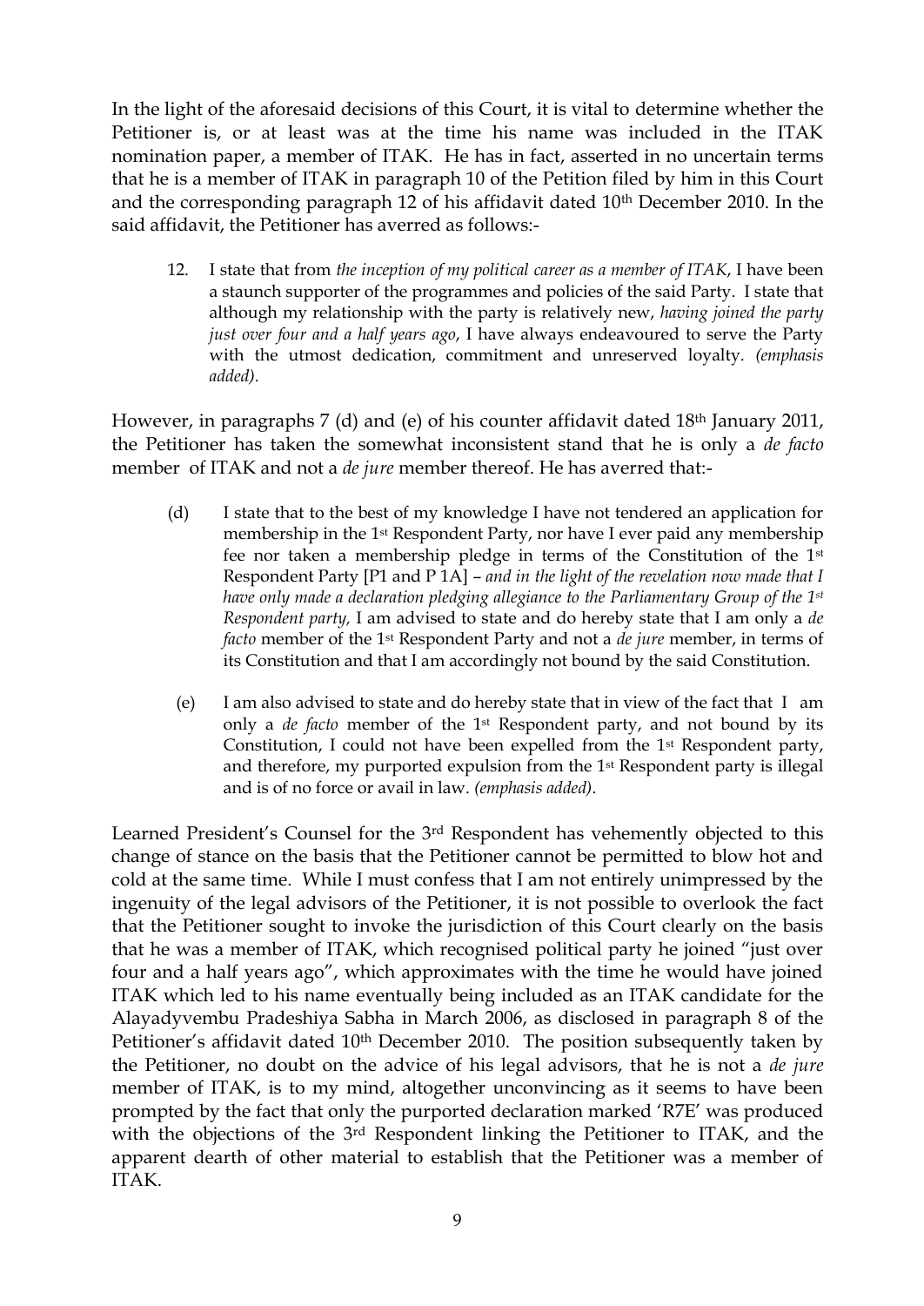In the light of the aforesaid decisions of this Court, it is vital to determine whether the Petitioner is, or at least was at the time his name was included in the ITAK nomination paper, a member of ITAK. He has in fact, asserted in no uncertain terms that he is a member of ITAK in paragraph 10 of the Petition filed by him in this Court and the corresponding paragraph 12 of his affidavit dated 10th December 2010. In the said affidavit, the Petitioner has averred as follows:-

> 12. I state that from *the inception of my political career as a member of ITAK*, I have been a staunch supporter of the programmes and policies of the said Party. I state that although my relationship with the party is relatively new, *having joined the party just over four and a half years ago*, I have always endeavoured to serve the Party with the utmost dedication, commitment and unreserved loyalty. *(emphasis added).*

However, in paragraphs 7 (d) and (e) of his counter affidavit dated 18th January 2011, the Petitioner has taken the somewhat inconsistent stand that he is only a *de facto* member of ITAK and not a *de jure* member thereof. He has averred that:-

> (d) I state that to the best of my knowledge I have not tendered an application for membership in the 1st Respondent Party, nor have I ever paid any membership fee nor taken a membership pledge in terms of the Constitution of the 1st Respondent Party [P1 and P 1A] – *and in the light of the revelation now made that I have only made a declaration pledging allegiance to the Parliamentary Group of the 1st Respondent party,* I am advised to state and do hereby state that I am only a *de facto* member of the 1st Respondent Party and not a *de jure* member, in terms of its Constitution and that I am accordingly not bound by the said Constitution.
>
> (e) I am also advised to state and do hereby state that in view of the fact that I am only a *de facto* member of the 1st Respondent party, and not bound by its Constitution, I could not have been expelled from the 1st Respondent party, and therefore, my purported expulsion from the 1st Respondent party is illegal and is of no force or avail in law. *(emphasis added).*

Learned President's Counsel for the 3rd Respondent has vehemently objected to this change of stance on the basis that the Petitioner cannot be permitted to blow hot and cold at the same time. While I must confess that I am not entirely unimpressed by the ingenuity of the legal advisors of the Petitioner, it is not possible to overlook the fact that the Petitioner sought to invoke the jurisdiction of this Court clearly on the basis that he was a member of ITAK, which recognised political party he joined "just over four and a half years ago", which approximates with the time he would have joined ITAK which led to his name eventually being included as an ITAK candidate for the Alayadyvembu Pradeshiya Sabha in March 2006, as disclosed in paragraph 8 of the Petitioner's affidavit dated 10th December 2010. The position subsequently taken by the Petitioner, no doubt on the advice of his legal advisors, that he is not a *de jure* member of ITAK, is to my mind, altogether unconvincing as it seems to have been prompted by the fact that only the purported declaration marked 'R7E' was produced with the objections of the 3rd Respondent linking the Petitioner to ITAK, and the apparent dearth of other material to establish that the Petitioner was a member of ITAK.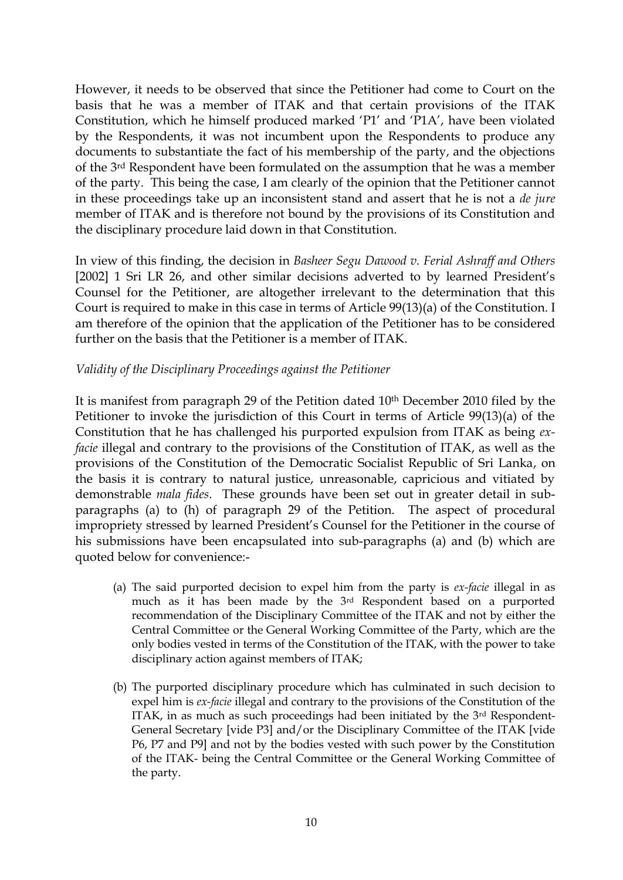However, it needs to be observed that since the Petitioner had come to Court on the basis that he was a member of ITAK and that certain provisions of the ITAK Constitution, which he himself produced marked 'P1' and 'P1A', have been violated by the Respondents, it was not incumbent upon the Respondents to produce any documents to substantiate the fact of his membership of the party, and the objections of the 3rd Respondent have been formulated on the assumption that he was a member of the party. This being the case, I am clearly of the opinion that the Petitioner cannot in these proceedings take up an inconsistent stand and assert that he is not a *de jure* member of ITAK and is therefore not bound by the provisions of its Constitution and the disciplinary procedure laid down in that Constitution.

In view of this finding, the decision in *Basheer Segu Dawood v. Ferial Ashraff and Others* [2002] 1 Sri LR 26, and other similar decisions adverted to by learned President's Counsel for the Petitioner, are altogether irrelevant to the determination that this Court is required to make in this case in terms of Article 99(13)(a) of the Constitution. I am therefore of the opinion that the application of the Petitioner has to be considered further on the basis that the Petitioner is a member of ITAK.

*Validity of the Disciplinary Proceedings against the Petitioner*

It is manifest from paragraph 29 of the Petition dated 10th December 2010 filed by the Petitioner to invoke the jurisdiction of this Court in terms of Article 99(13)(a) of the Constitution that he has challenged his purported expulsion from ITAK as being *ex-facie* illegal and contrary to the provisions of the Constitution of ITAK, as well as the provisions of the Constitution of the Democratic Socialist Republic of Sri Lanka, on the basis it is contrary to natural justice, unreasonable, capricious and vitiated by demonstrable *mala fides*. These grounds have been set out in greater detail in sub-paragraphs (a) to (h) of paragraph 29 of the Petition. The aspect of procedural impropriety stressed by learned President's Counsel for the Petitioner in the course of his submissions have been encapsulated into sub-paragraphs (a) and (b) which are quoted below for convenience:-

(a) The said purported decision to expel him from the party is *ex-facie* illegal in as much as it has been made by the 3rd Respondent based on a purported recommendation of the Disciplinary Committee of the ITAK and not by either the Central Committee or the General Working Committee of the Party, which are the only bodies vested in terms of the Constitution of the ITAK, with the power to take disciplinary action against members of ITAK;

(b) The purported disciplinary procedure which has culminated in such decision to expel him is *ex-facie* illegal and contrary to the provisions of the Constitution of the ITAK, in as much as such proceedings had been initiated by the 3rd Respondent-General Secretary [vide P3] and/or the Disciplinary Committee of the ITAK [vide P6, P7 and P9] and not by the bodies vested with such power by the Constitution of the ITAK- being the Central Committee or the General Working Committee of the party.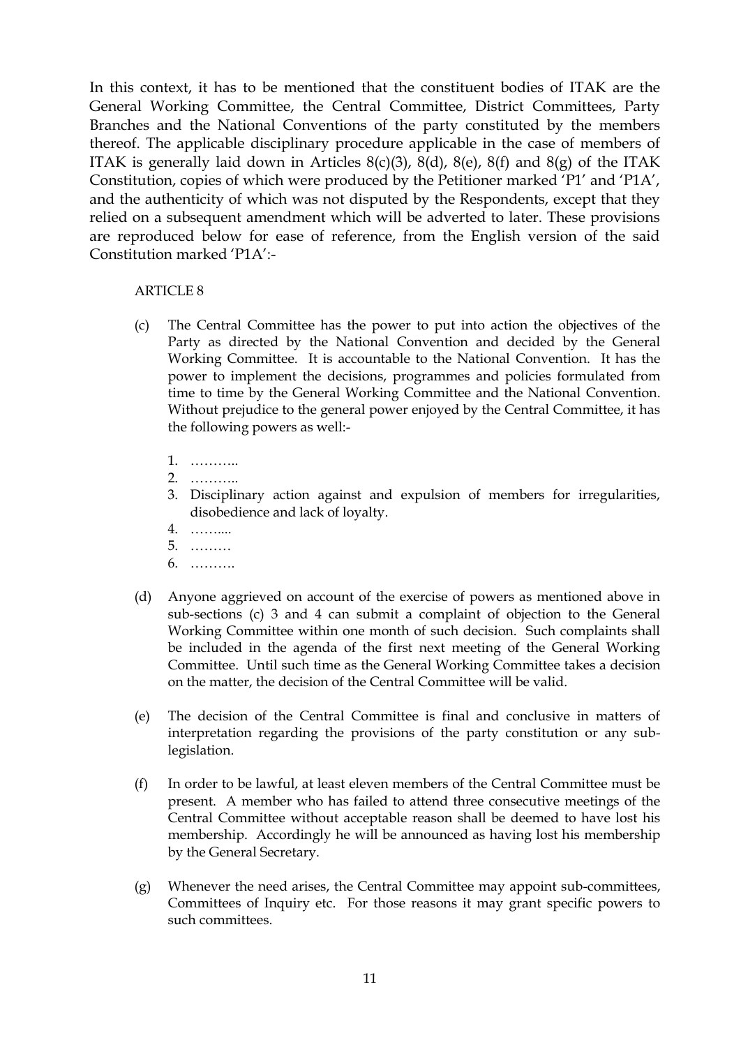In this context, it has to be mentioned that the constituent bodies of ITAK are the General Working Committee, the Central Committee, District Committees, Party Branches and the National Conventions of the party constituted by the members thereof. The applicable disciplinary procedure applicable in the case of members of ITAK is generally laid down in Articles 8(c)(3), 8(d), 8(e), 8(f) and 8(g) of the ITAK Constitution, copies of which were produced by the Petitioner marked 'P1' and 'P1A', and the authenticity of which was not disputed by the Respondents, except that they relied on a subsequent amendment which will be adverted to later. These provisions are reproduced below for ease of reference, from the English version of the said Constitution marked 'P1A':-

ARTICLE 8

(c) The Central Committee has the power to put into action the objectives of the Party as directed by the National Convention and decided by the General Working Committee. It is accountable to the National Convention. It has the power to implement the decisions, programmes and policies formulated from time to time by the General Working Committee and the National Convention. Without prejudice to the general power enjoyed by the Central Committee, it has the following powers as well:-

1. ………..
2. ………..
3. Disciplinary action against and expulsion of members for irregularities, disobedience and lack of loyalty.
4. ……....
5. ………
6. ……….

(d) Anyone aggrieved on account of the exercise of powers as mentioned above in sub-sections (c) 3 and 4 can submit a complaint of objection to the General Working Committee within one month of such decision. Such complaints shall be included in the agenda of the first next meeting of the General Working Committee. Until such time as the General Working Committee takes a decision on the matter, the decision of the Central Committee will be valid.

(e) The decision of the Central Committee is final and conclusive in matters of interpretation regarding the provisions of the party constitution or any sub-legislation.

(f) In order to be lawful, at least eleven members of the Central Committee must be present. A member who has failed to attend three consecutive meetings of the Central Committee without acceptable reason shall be deemed to have lost his membership. Accordingly he will be announced as having lost his membership by the General Secretary.

(g) Whenever the need arises, the Central Committee may appoint sub-committees, Committees of Inquiry etc. For those reasons it may grant specific powers to such committees.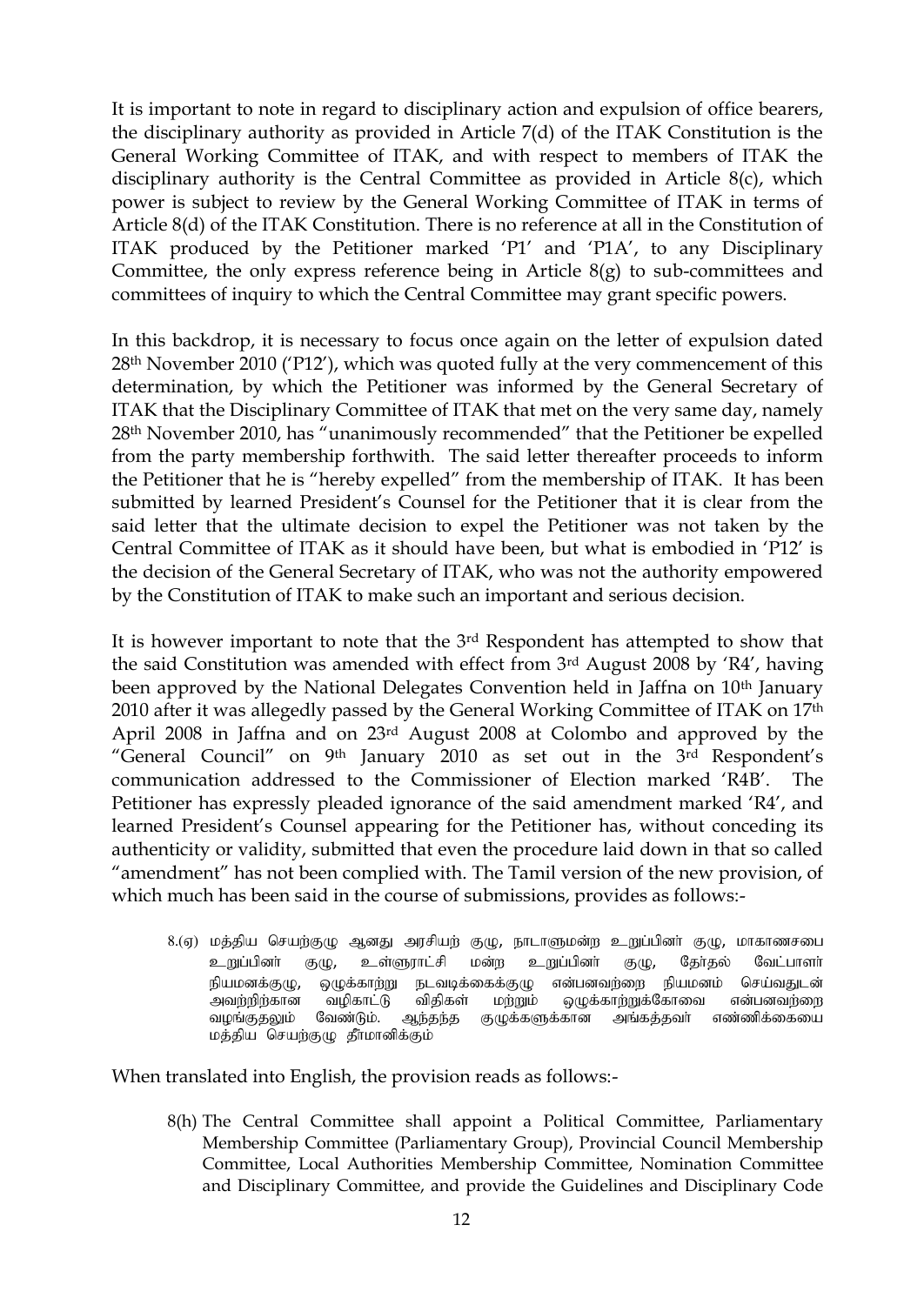It is important to note in regard to disciplinary action and expulsion of office bearers, the disciplinary authority as provided in Article 7(d) of the ITAK Constitution is the General Working Committee of ITAK, and with respect to members of ITAK the disciplinary authority is the Central Committee as provided in Article 8(c), which power is subject to review by the General Working Committee of ITAK in terms of Article 8(d) of the ITAK Constitution. There is no reference at all in the Constitution of ITAK produced by the Petitioner marked 'P1' and 'P1A', to any Disciplinary Committee, the only express reference being in Article 8(g) to sub-committees and committees of inquiry to which the Central Committee may grant specific powers.

In this backdrop, it is necessary to focus once again on the letter of expulsion dated 28th November 2010 ('P12'), which was quoted fully at the very commencement of this determination, by which the Petitioner was informed by the General Secretary of ITAK that the Disciplinary Committee of ITAK that met on the very same day, namely 28th November 2010, has "unanimously recommended" that the Petitioner be expelled from the party membership forthwith. The said letter thereafter proceeds to inform the Petitioner that he is "hereby expelled" from the membership of ITAK. It has been submitted by learned President's Counsel for the Petitioner that it is clear from the said letter that the ultimate decision to expel the Petitioner was not taken by the Central Committee of ITAK as it should have been, but what is embodied in 'P12' is the decision of the General Secretary of ITAK, who was not the authority empowered by the Constitution of ITAK to make such an important and serious decision.

It is however important to note that the 3rd Respondent has attempted to show that the said Constitution was amended with effect from 3rd August 2008 by 'R4', having been approved by the National Delegates Convention held in Jaffna on 10th January 2010 after it was allegedly passed by the General Working Committee of ITAK on 17th April 2008 in Jaffna and on 23rd August 2008 at Colombo and approved by the "General Council" on 9th January 2010 as set out in the 3rd Respondent's communication addressed to the Commissioner of Election marked 'R4B'. The Petitioner has expressly pleaded ignorance of the said amendment marked 'R4', and learned President's Counsel appearing for the Petitioner has, without conceding its authenticity or validity, submitted that even the procedure laid down in that so called "amendment" has not been complied with. The Tamil version of the new provision, of which much has been said in the course of submissions, provides as follows:-

> 8.(ஏ) மத்திய செயற்குழு ஆனது அரசியற் குழு, நாடாளுமன்ற உறுப்பினர் குழு, மாகாணசபை உறுப்பினர் குழு, உள்ளுராட்சி மன்ற உறுப்பினர் குழு, தேர்தல் வேட்பாளர் நியமனக்குழு, ஒழுக்காற்று நடவடிக்கைக்குழு என்பனவற்றை நியமனம் செய்வதுடன் அவற்றிற்கான வழிகாட்டு விதிகள் மற்றும் ஒழுக்காற்றுக்கோவை என்பனவற்றை வழங்குதலும் வேண்டும். ஆந்தந்த குழுக்களுக்கான அங்கத்தவர் எண்ணிக்கையை மத்திய செயற்குழு தீர்மானிக்கும்

When translated into English, the provision reads as follows:-

> 8(h) The Central Committee shall appoint a Political Committee, Parliamentary Membership Committee (Parliamentary Group), Provincial Council Membership Committee, Local Authorities Membership Committee, Nomination Committee and Disciplinary Committee, and provide the Guidelines and Disciplinary Code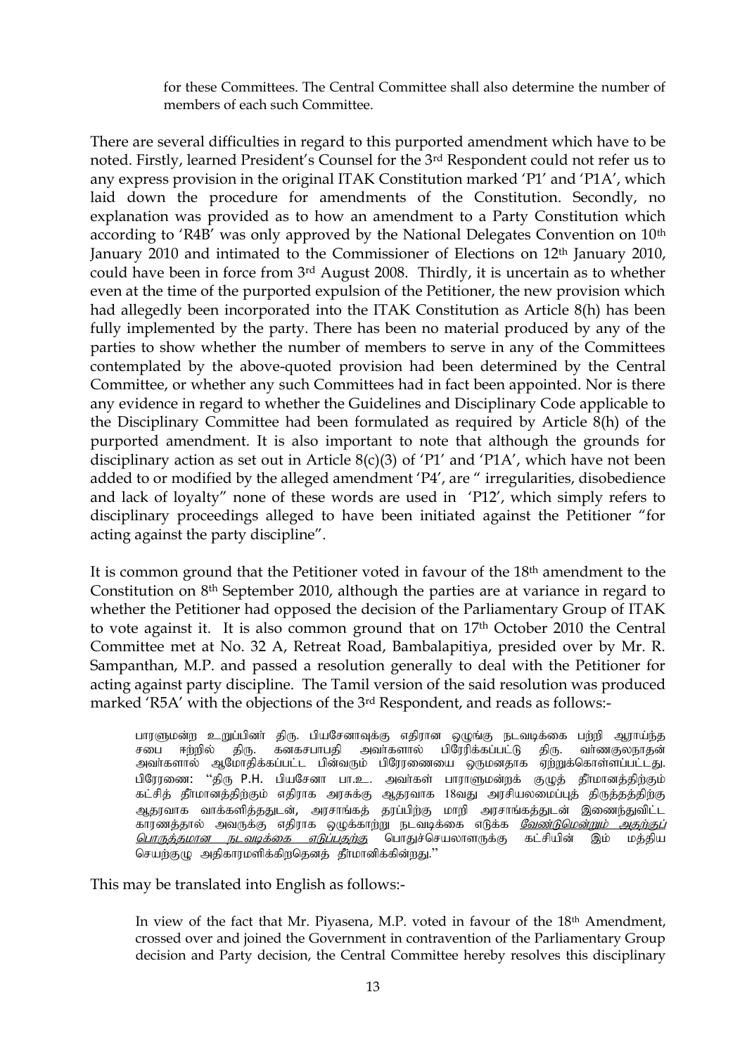for these Committees. The Central Committee shall also determine the number of members of each such Committee.

There are several difficulties in regard to this purported amendment which have to be noted. Firstly, learned President's Counsel for the 3rd Respondent could not refer us to any express provision in the original ITAK Constitution marked 'P1' and 'P1A', which laid down the procedure for amendments of the Constitution. Secondly, no explanation was provided as to how an amendment to a Party Constitution which according to 'R4B' was only approved by the National Delegates Convention on 10th January 2010 and intimated to the Commissioner of Elections on 12th January 2010, could have been in force from 3rd August 2008. Thirdly, it is uncertain as to whether even at the time of the purported expulsion of the Petitioner, the new provision which had allegedly been incorporated into the ITAK Constitution as Article 8(h) has been fully implemented by the party. There has been no material produced by any of the parties to show whether the number of members to serve in any of the Committees contemplated by the above-quoted provision had been determined by the Central Committee, or whether any such Committees had in fact been appointed. Nor is there any evidence in regard to whether the Guidelines and Disciplinary Code applicable to the Disciplinary Committee had been formulated as required by Article 8(h) of the purported amendment. It is also important to note that although the grounds for disciplinary action as set out in Article 8(c)(3) of 'P1' and 'P1A', which have not been added to or modified by the alleged amendment 'P4', are " irregularities, disobedience and lack of loyalty" none of these words are used in 'P12', which simply refers to disciplinary proceedings alleged to have been initiated against the Petitioner "for acting against the party discipline".

It is common ground that the Petitioner voted in favour of the 18th amendment to the Constitution on 8th September 2010, although the parties are at variance in regard to whether the Petitioner had opposed the decision of the Parliamentary Group of ITAK to vote against it. It is also common ground that on 17th October 2010 the Central Committee met at No. 32 A, Retreat Road, Bambalapitiya, presided over by Mr. R. Sampanthan, M.P. and passed a resolution generally to deal with the Petitioner for acting against party discipline. The Tamil version of the said resolution was produced marked 'R5A' with the objections of the 3rd Respondent, and reads as follows:-

> பாரளுமன்ற உறுப்பினர் திரு. பியசேனாவுக்கு எதிரான ஒழுங்கு நடவடிக்கை பற்றி ஆராய்ந்த சபை ஈற்றில் திரு. கனகசபாபதி அவர்களால் பிரேரிக்கப்பட்டு திரு. வர்ணகுலநாதன் அவர்களால் ஆமோதிக்கப்பட்ட பின்வரும் பிரேரணையை ஒருமனதாக ஏற்றுக்கொள்ளப்பட்டது. பிரேரணை: "திரு P.H. பியசேனா பா.உ. அவர்கள் பாராளுமன்றக் குழுத் தீர்மானத்திற்கும் கட்சித் தீர்மானத்திற்கும் எதிராக அரசுக்கு ஆதரவாக 18வது அரசியலமைப்புத் திருத்தத்திற்கு ஆதரவாக வாக்களித்ததுடன், அரசாங்கத் தரப்பிற்கு மாறி அரசாங்கத்துடன் இணைந்துவிட்ட காரணத்தால் அவருக்கு எதிராக ஒழுக்காற்று நடவடிக்கை எடுக்க *வேண்டுமென்றும் அதற்குப் பொருத்தமான நடவடிக்கை எடுப்பதற்கு* பொதுச்செயலாளருக்கு கட்சியின் இம் மத்திய செயற்குழு அதிகாரமளிக்கிறதெனத் தீர்மானிக்கின்றது."

This may be translated into English as follows:-

> In view of the fact that Mr. Piyasena, M.P. voted in favour of the 18th Amendment, crossed over and joined the Government in contravention of the Parliamentary Group decision and Party decision, the Central Committee hereby resolves this disciplinary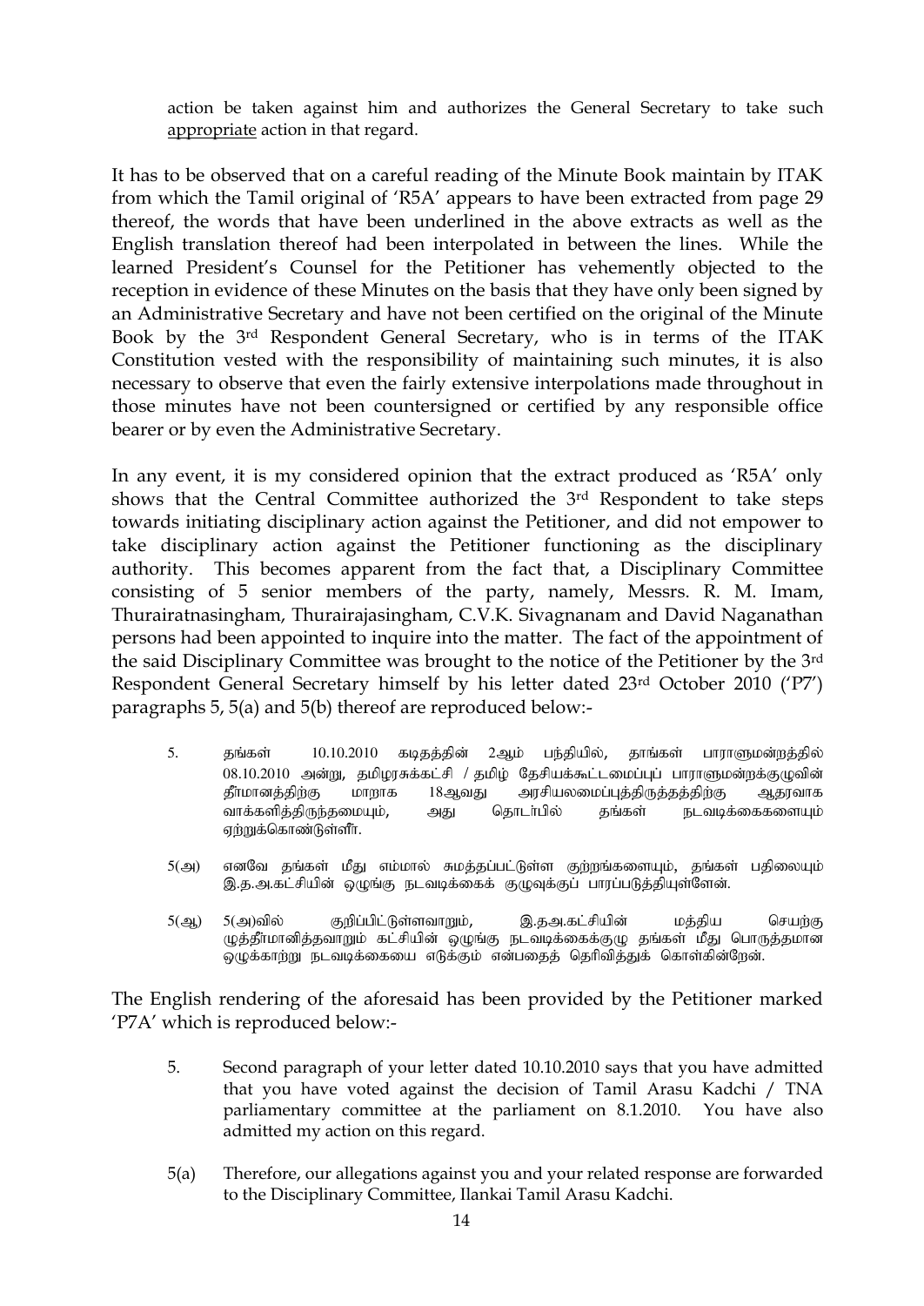action be taken against him and authorizes the General Secretary to take such <u>appropriate</u> action in that regard.

It has to be observed that on a careful reading of the Minute Book maintain by ITAK from which the Tamil original of 'R5A' appears to have been extracted from page 29 thereof, the words that have been underlined in the above extracts as well as the English translation thereof had been interpolated in between the lines. While the learned President's Counsel for the Petitioner has vehemently objected to the reception in evidence of these Minutes on the basis that they have only been signed by an Administrative Secretary and have not been certified on the original of the Minute Book by the 3rd Respondent General Secretary, who is in terms of the ITAK Constitution vested with the responsibility of maintaining such minutes, it is also necessary to observe that even the fairly extensive interpolations made throughout in those minutes have not been countersigned or certified by any responsible office bearer or by even the Administrative Secretary.

In any event, it is my considered opinion that the extract produced as 'R5A' only shows that the Central Committee authorized the 3rd Respondent to take steps towards initiating disciplinary action against the Petitioner, and did not empower to take disciplinary action against the Petitioner functioning as the disciplinary authority. This becomes apparent from the fact that, a Disciplinary Committee consisting of 5 senior members of the party, namely, Messrs. R. M. Imam, Thurairatnasingham, Thurairajasingham, C.V.K. Sivagnanam and David Naganathan persons had been appointed to inquire into the matter. The fact of the appointment of the said Disciplinary Committee was brought to the notice of the Petitioner by the 3rd Respondent General Secretary himself by his letter dated 23rd October 2010 ('P7') paragraphs 5, 5(a) and 5(b) thereof are reproduced below:-

> 5. தங்கள் 10.10.2010 கடிதத்தின் 2ஆம் பந்தியில், தாங்கள் பாராளுமன்றத்தில் 08.10.2010 அன்று, தமிழரசுக்கட்சி / தமிழ் தேசியக்கூட்டமைப்புப் பாராளுமன்றக்குழுவின் தீர்மானத்திற்கு மாறாக 18ஆவது அரசியலமைப்புத்திருத்தத்திற்கு ஆதரவாக வாக்களித்திருந்தமையும், அது தொடர்பில் தங்கள் நடவடிக்கைகளையும் ஏற்றுக்கொண்டுள்ளீர்.
>
> 5(அ) எனவே தங்கள் மீது எம்மால் சுமத்தப்பட்டுள்ள குற்றங்களையும், தங்கள் பதிலையும் இ.த.அ.கட்சியின் ஒழுங்கு நடவடிக்கைக் குழுவுக்குப் பாரப்படுத்தியுள்ளேன்.
>
> 5(ஆ) 5(அ)வில் குறிப்பிட்டுள்ளவாறும், இ.தஅ.கட்சியின் மத்திய செயற்கு ழுத்தீர்மானித்தவாறும் கட்சியின் ஒழுங்கு நடவடிக்கைக்குழு தங்கள் மீது பொருத்தமான ஒழுக்காற்று நடவடிக்கையை எடுக்கும் என்பதைத் தெரிவித்துக் கொள்கின்றேன்.

The English rendering of the aforesaid has been provided by the Petitioner marked 'P7A' which is reproduced below:-

> 5. Second paragraph of your letter dated 10.10.2010 says that you have admitted that you have voted against the decision of Tamil Arasu Kadchi / TNA parliamentary committee at the parliament on 8.1.2010. You have also admitted my action on this regard.
>
> 5(a) Therefore, our allegations against you and your related response are forwarded to the Disciplinary Committee, Ilankai Tamil Arasu Kadchi.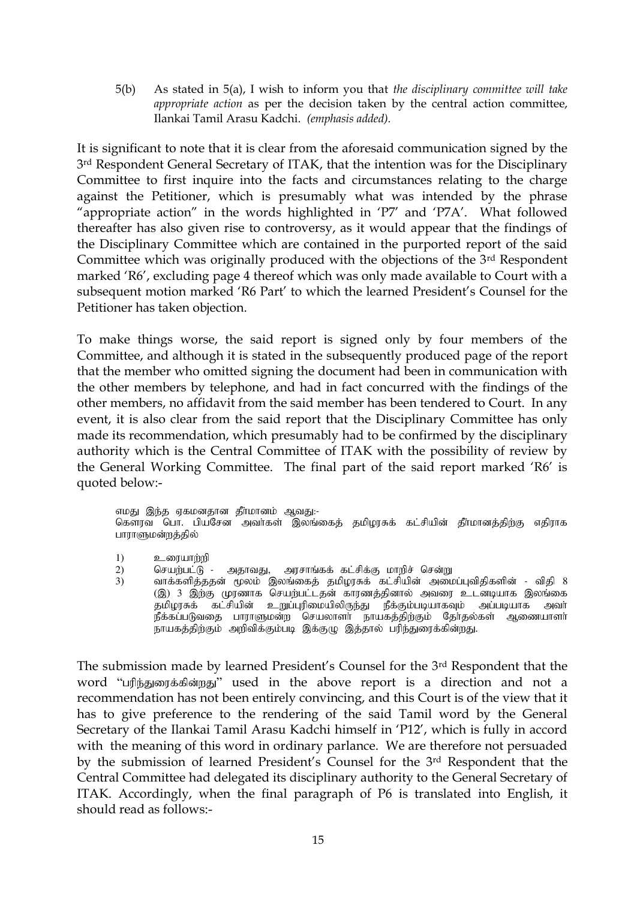5(b) As stated in 5(a), I wish to inform you that *the disciplinary committee will take appropriate action* as per the decision taken by the central action committee, Ilankai Tamil Arasu Kadchi. *(emphasis added).*

It is significant to note that it is clear from the aforesaid communication signed by the 3rd Respondent General Secretary of ITAK, that the intention was for the Disciplinary Committee to first inquire into the facts and circumstances relating to the charge against the Petitioner, which is presumably what was intended by the phrase "appropriate action" in the words highlighted in 'P7' and 'P7A'. What followed thereafter has also given rise to controversy, as it would appear that the findings of the Disciplinary Committee which are contained in the purported report of the said Committee which was originally produced with the objections of the 3rd Respondent marked 'R6', excluding page 4 thereof which was only made available to Court with a subsequent motion marked 'R6 Part' to which the learned President's Counsel for the Petitioner has taken objection.

To make things worse, the said report is signed only by four members of the Committee, and although it is stated in the subsequently produced page of the report that the member who omitted signing the document had been in communication with the other members by telephone, and had in fact concurred with the findings of the other members, no affidavit from the said member has been tendered to Court. In any event, it is also clear from the said report that the Disciplinary Committee has only made its recommendation, which presumably had to be confirmed by the disciplinary authority which is the Central Committee of ITAK with the possibility of review by the General Working Committee. The final part of the said report marked 'R6' is quoted below:-

எமது இந்த ஏகமனதான தீர்மானம் ஆவது:-
கௌரவ பொ. பியசேன அவர்கள் இலங்கைத் தமிழரசுக் கட்சியின் தீர்மானத்திற்கு எதிராக பாராளுமன்றத்தில்

1) உரையாற்றி
2) செயற்பட்டு - அதாவது, அரசாங்கக் கட்சிக்கு மாறிச் சென்று
3) வாக்களித்ததன் மூலம் இலங்கைத் தமிழரசுக் கட்சியின் அமைப்புவிதிகளின் - விதி 8 (இ) 3 இற்கு முரணாக செயற்பட்டதன் காரணத்தினால் அவரை உடனடியாக இலங்கை தமிழரசுக் கட்சியின் உறுப்புரிமையிலிருந்து நீக்கும்படியாகவும் அப்படியாக அவர் நீக்கப்படுவதை பாராளுமன்ற செயலாளர் நாயகத்திற்கும் தேர்தல்கள் ஆணையாளர் நாயகத்திற்கும் அறிவிக்கும்படி இக்குழு இத்தால் பரிந்துரைக்கின்றது.

The submission made by learned President's Counsel for the 3rd Respondent that the word "பரிந்துரைக்கின்றது" used in the above report is a direction and not a recommendation has not been entirely convincing, and this Court is of the view that it has to give preference to the rendering of the said Tamil word by the General Secretary of the Ilankai Tamil Arasu Kadchi himself in 'P12', which is fully in accord with the meaning of this word in ordinary parlance. We are therefore not persuaded by the submission of learned President's Counsel for the 3rd Respondent that the Central Committee had delegated its disciplinary authority to the General Secretary of ITAK. Accordingly, when the final paragraph of P6 is translated into English, it should read as follows:-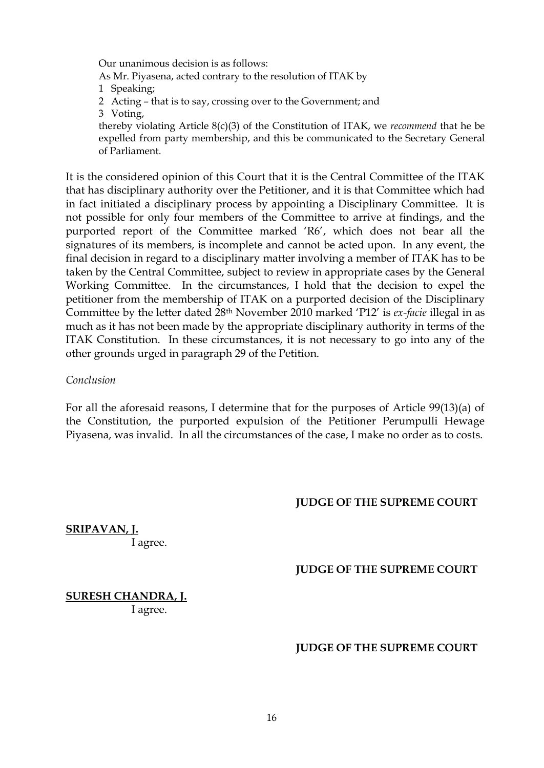> Our unanimous decision is as follows:
>
> As Mr. Piyasena, acted contrary to the resolution of ITAK by
>
> 1 Speaking;
>
> 2 Acting – that is to say, crossing over to the Government; and
>
> 3 Voting,
>
> thereby violating Article 8(c)(3) of the Constitution of ITAK, we *recommend* that he be expelled from party membership, and this be communicated to the Secretary General of Parliament.

It is the considered opinion of this Court that it is the Central Committee of the ITAK that has disciplinary authority over the Petitioner, and it is that Committee which had in fact initiated a disciplinary process by appointing a Disciplinary Committee. It is not possible for only four members of the Committee to arrive at findings, and the purported report of the Committee marked 'R6', which does not bear all the signatures of its members, is incomplete and cannot be acted upon. In any event, the final decision in regard to a disciplinary matter involving a member of ITAK has to be taken by the Central Committee, subject to review in appropriate cases by the General Working Committee. In the circumstances, I hold that the decision to expel the petitioner from the membership of ITAK on a purported decision of the Disciplinary Committee by the letter dated 28th November 2010 marked 'P12' is *ex-facie* illegal in as much as it has not been made by the appropriate disciplinary authority in terms of the ITAK Constitution. In these circumstances, it is not necessary to go into any of the other grounds urged in paragraph 29 of the Petition.

*Conclusion*

For all the aforesaid reasons, I determine that for the purposes of Article 99(13)(a) of the Constitution, the purported expulsion of the Petitioner Perumpulli Hewage Piyasena, was invalid. In all the circumstances of the case, I make no order as to costs.

**JUDGE OF THE SUPREME COURT**

**SRIPAVAN, J.**

I agree.

**JUDGE OF THE SUPREME COURT**

**SURESH CHANDRA, J.**

I agree.

**JUDGE OF THE SUPREME COURT**